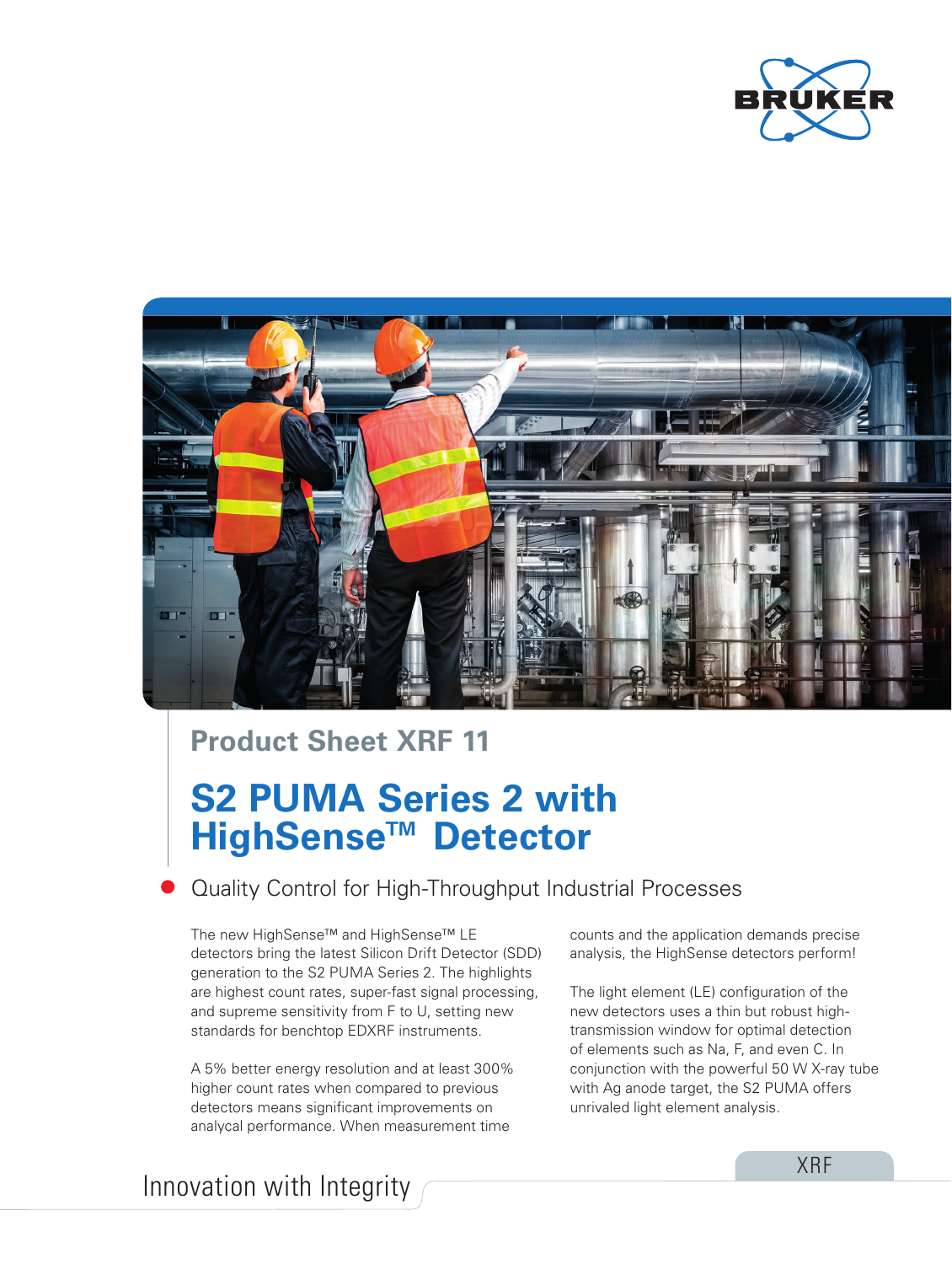Product Sheet XRF 11

# S2 PUMA Series 2 with HighSense™ Detector

## Quality Control for High-Throughput Industrial Processes

The new HighSense™ and HighSense™ LE detectors bring the latest Silicon Drift Detector (SDD) generation to the S2 PUMA Series 2. The highlights are highest count rates, super-fast signal processing, and supreme sensitivity from F to U, setting new standards for benchtop EDXRF instruments.

A 5% better energy resolution and at least 300% higher count rates when compared to previous detectors means significant improvements on analycal performance. When measurement time counts and the application demands precise analysis, the HighSense detectors perform!

The light element (LE) configuration of the new detectors uses a thin but robust high-transmission window for optimal detection of elements such as Na, F, and even C. In conjunction with the powerful 50 W X-ray tube with Ag anode target, the S2 PUMA offers unrivaled light element analysis.

Innovation with Integrity

XRF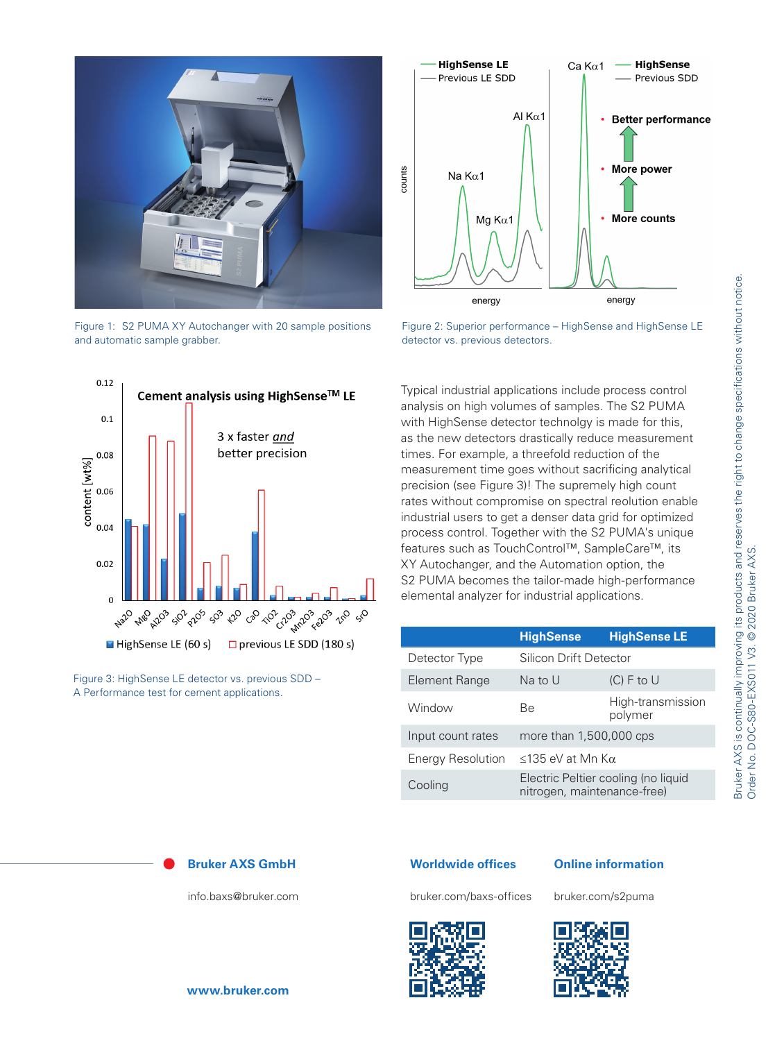Figure 1: S2 PUMA XY Autochanger with 20 sample positions and automatic sample grabber.

HighSense LE
Previous LE SDD
Na Kα1
Mg Kα1
Al Kα1
Ca Kα1
HighSense
Previous SDD
counts
energy
energy

- Better performance
- More power
- More counts

Figure 2: Superior performance – HighSense and HighSense LE detector vs. previous detectors.

Cement analysis using HighSense[TM] LE

3 x faster *and* better precision

content [wt%]
0.12
0.1
0.08
0.06
0.04
0.02
0
Na2O MgO Al2O3 SiO2 P2O5 SO3 K2O CaO TiO2 Cr2O3 Mn2O3 Fe2O3 ZnO SrO

HighSense LE (60 s) previous LE SDD (180 s)

Figure 3: HighSense LE detector vs. previous SDD – A Performance test for cement applications.

Typical industrial applications include process control analysis on high volumes of samples. The S2 PUMA with HighSense detector technolgy is made for this, as the new detectors drastically reduce measurement times. For example, a threefold reduction of the measurement time goes without sacrificing analytical precision (see Figure 3)! The supremely high count rates without compromise on spectral reolution enable industrial users to get a denser data grid for optimized process control. Together with the S2 PUMA's unique features such as TouchControl™, SampleCare™, its XY Autochanger, and the Automation option, the S2 PUMA becomes the tailor-made high-performance elemental analyzer for industrial applications.

| | HighSense | HighSense LE |
|---|---|---|
| Detector Type | Silicon Drift Detector | |
| Element Range | Na to U | (C) F to U |
| Window | Be | High-transmission polymer |
| Input count rates | more than 1,500,000 cps | |
| Energy Resolution | ≤135 eV at Mn Kα | |
| Cooling | Electric Peltier cooling (no liquid nitrogen, maintenance-free) | |

Bruker AXS is continually improving its products and reserves the right to change specifications without notice. Order No. DOC-S80-EXS011 V3. © 2020 Bruker AXS.

**Bruker AXS GmbH**

info.baxs@bruker.com

**www.bruker.com**

**Worldwide offices**

bruker.com/baxs-offices

**Online information**

bruker.com/s2puma